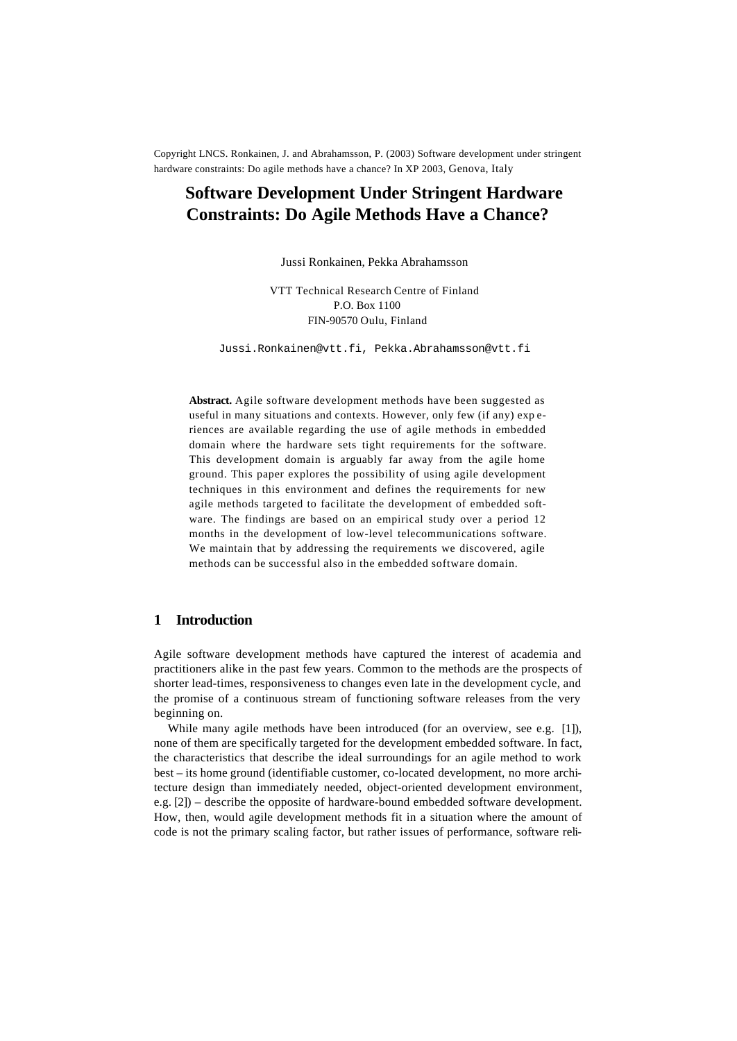Copyright LNCS. Ronkainen, J. and Abrahamsson, P. (2003) Software development under stringent hardware constraints: Do agile methods have a chance? In XP 2003, Genova, Italy

# Software Development Under Stringent Hardware Constraints: Do Agile Methods Have a Chance?

Jussi Ronkainen, Pekka Abrahamsson

VTT Technical Research Centre of Finland
P.O. Box 1100
FIN-90570 Oulu, Finland

Jussi.Ronkainen@vtt.fi, Pekka.Abrahamsson@vtt.fi

**Abstract.** Agile software development methods have been suggested as useful in many situations and contexts. However, only few (if any) experiences are available regarding the use of agile methods in embedded domain where the hardware sets tight requirements for the software. This development domain is arguably far away from the agile home ground. This paper explores the possibility of using agile development techniques in this environment and defines the requirements for new agile methods targeted to facilitate the development of embedded software. The findings are based on an empirical study over a period 12 months in the development of low-level telecommunications software. We maintain that by addressing the requirements we discovered, agile methods can be successful also in the embedded software domain.

## 1 Introduction

Agile software development methods have captured the interest of academia and practitioners alike in the past few years. Common to the methods are the prospects of shorter lead-times, responsiveness to changes even late in the development cycle, and the promise of a continuous stream of functioning software releases from the very beginning on.

While many agile methods have been introduced (for an overview, see e.g. [1]), none of them are specifically targeted for the development embedded software. In fact, the characteristics that describe the ideal surroundings for an agile method to work best – its home ground (identifiable customer, co-located development, no more architecture design than immediately needed, object-oriented development environment, e.g. [2]) – describe the opposite of hardware-bound embedded software development. How, then, would agile development methods fit in a situation where the amount of code is not the primary scaling factor, but rather issues of performance, software reli-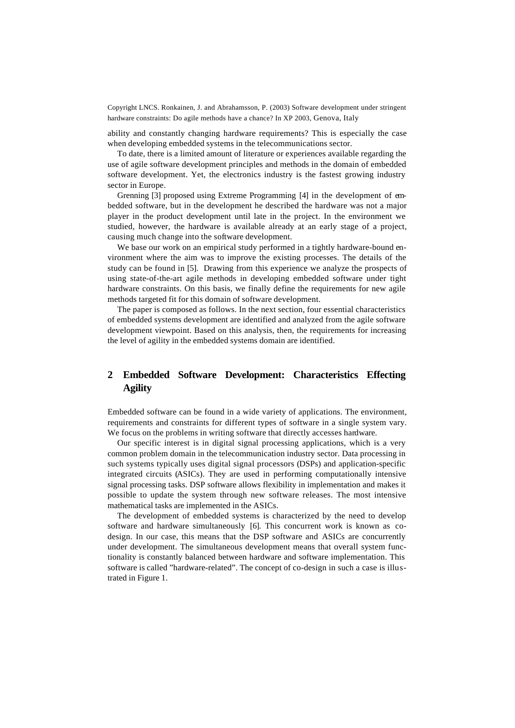ability and constantly changing hardware requirements? This is especially the case when developing embedded systems in the telecommunications sector.

To date, there is a limited amount of literature or experiences available regarding the use of agile software development principles and methods in the domain of embedded software development. Yet, the electronics industry is the fastest growing industry sector in Europe.

Grenning [3] proposed using Extreme Programming [4] in the development of embedded software, but in the development he described the hardware was not a major player in the product development until late in the project. In the environment we studied, however, the hardware is available already at an early stage of a project, causing much change into the software development.

We base our work on an empirical study performed in a tightly hardware-bound environment where the aim was to improve the existing processes. The details of the study can be found in [5]. Drawing from this experience we analyze the prospects of using state-of-the-art agile methods in developing embedded software under tight hardware constraints. On this basis, we finally define the requirements for new agile methods targeted fit for this domain of software development.

The paper is composed as follows. In the next section, four essential characteristics of embedded systems development are identified and analyzed from the agile software development viewpoint. Based on this analysis, then, the requirements for increasing the level of agility in the embedded systems domain are identified.

## 2 Embedded Software Development: Characteristics Effecting Agility

Embedded software can be found in a wide variety of applications. The environment, requirements and constraints for different types of software in a single system vary. We focus on the problems in writing software that directly accesses hardware.

Our specific interest is in digital signal processing applications, which is a very common problem domain in the telecommunication industry sector. Data processing in such systems typically uses digital signal processors (DSPs) and application-specific integrated circuits (ASICs). They are used in performing computationally intensive signal processing tasks. DSP software allows flexibility in implementation and makes it possible to update the system through new software releases. The most intensive mathematical tasks are implemented in the ASICs.

The development of embedded systems is characterized by the need to develop software and hardware simultaneously [6]. This concurrent work is known as co-design. In our case, this means that the DSP software and ASICs are concurrently under development. The simultaneous development means that overall system functionality is constantly balanced between hardware and software implementation. This software is called "hardware-related". The concept of co-design in such a case is illustrated in Figure 1.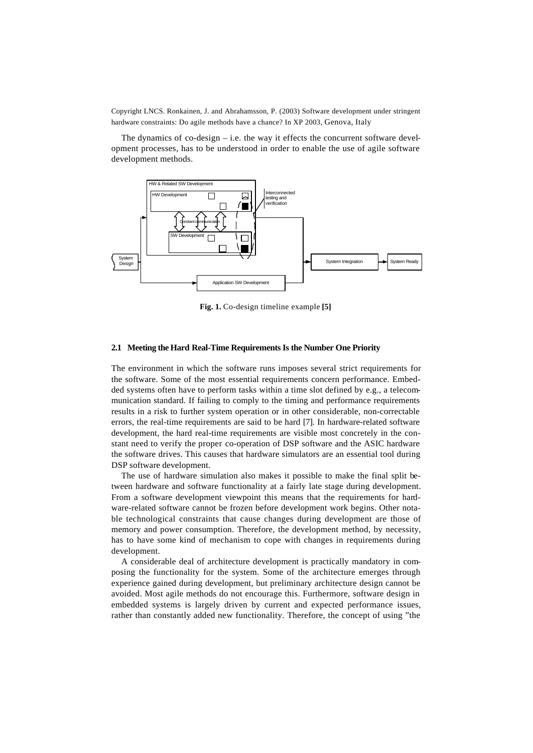Copyright LNCS. Ronkainen, J. and Abrahamsson, P. (2003) Software development under stringent hardware constraints: Do agile methods have a chance? In XP 2003, Genova, Italy

The dynamics of co-design – i.e. the way it effects the concurrent software development processes, has to be understood in order to enable the use of agile software development methods.

HW & Related SW Development

HW Development

Constant communication

SW Development

Interconnected testing and verification

System Design

System Integration

System Ready

Application SW Development

**Fig. 1.** Co-design timeline example **[5]**

### 2.1 Meeting the Hard Real-Time Requirements Is the Number One Priority

The environment in which the software runs imposes several strict requirements for the software. Some of the most essential requirements concern performance. Embedded systems often have to perform tasks within a time slot defined by e.g., a telecommunication standard. If failing to comply to the timing and performance requirements results in a risk to further system operation or in other considerable, non-correctable errors, the real-time requirements are said to be hard [7]. In hardware-related software development, the hard real-time requirements are visible most concretely in the constant need to verify the proper co-operation of DSP software and the ASIC hardware the software drives. This causes that hardware simulators are an essential tool during DSP software development.

The use of hardware simulation also makes it possible to make the final split between hardware and software functionality at a fairly late stage during development. From a software development viewpoint this means that the requirements for hardware-related software cannot be frozen before development work begins. Other notable technological constraints that cause changes during development are those of memory and power consumption. Therefore, the development method, by necessity, has to have some kind of mechanism to cope with changes in requirements during development.

A considerable deal of architecture development is practically mandatory in composing the functionality for the system. Some of the architecture emerges through experience gained during development, but preliminary architecture design cannot be avoided. Most agile methods do not encourage this. Furthermore, software design in embedded systems is largely driven by current and expected performance issues, rather than constantly added new functionality. Therefore, the concept of using "the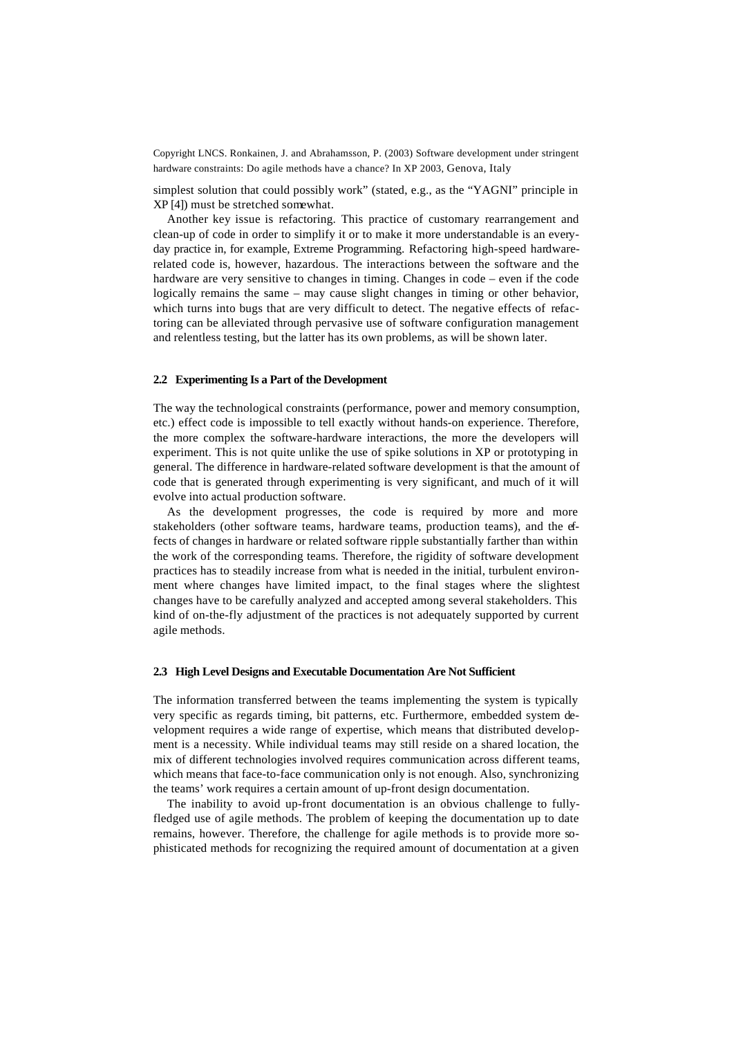simplest solution that could possibly work" (stated, e.g., as the "YAGNI" principle in XP [4]) must be stretched somewhat.

Another key issue is refactoring. This practice of customary rearrangement and clean-up of code in order to simplify it or to make it more understandable is an everyday practice in, for example, Extreme Programming. Refactoring high-speed hardware-related code is, however, hazardous. The interactions between the software and the hardware are very sensitive to changes in timing. Changes in code – even if the code logically remains the same – may cause slight changes in timing or other behavior, which turns into bugs that are very difficult to detect. The negative effects of refactoring can be alleviated through pervasive use of software configuration management and relentless testing, but the latter has its own problems, as will be shown later.

### 2.2 Experimenting Is a Part of the Development

The way the technological constraints (performance, power and memory consumption, etc.) effect code is impossible to tell exactly without hands-on experience. Therefore, the more complex the software-hardware interactions, the more the developers will experiment. This is not quite unlike the use of spike solutions in XP or prototyping in general. The difference in hardware-related software development is that the amount of code that is generated through experimenting is very significant, and much of it will evolve into actual production software.

As the development progresses, the code is required by more and more stakeholders (other software teams, hardware teams, production teams), and the effects of changes in hardware or related software ripple substantially farther than within the work of the corresponding teams. Therefore, the rigidity of software development practices has to steadily increase from what is needed in the initial, turbulent environment where changes have limited impact, to the final stages where the slightest changes have to be carefully analyzed and accepted among several stakeholders. This kind of on-the-fly adjustment of the practices is not adequately supported by current agile methods.

### 2.3 High Level Designs and Executable Documentation Are Not Sufficient

The information transferred between the teams implementing the system is typically very specific as regards timing, bit patterns, etc. Furthermore, embedded system development requires a wide range of expertise, which means that distributed development is a necessity. While individual teams may still reside on a shared location, the mix of different technologies involved requires communication across different teams, which means that face-to-face communication only is not enough. Also, synchronizing the teams' work requires a certain amount of up-front design documentation.

The inability to avoid up-front documentation is an obvious challenge to fully-fledged use of agile methods. The problem of keeping the documentation up to date remains, however. Therefore, the challenge for agile methods is to provide more sophisticated methods for recognizing the required amount of documentation at a given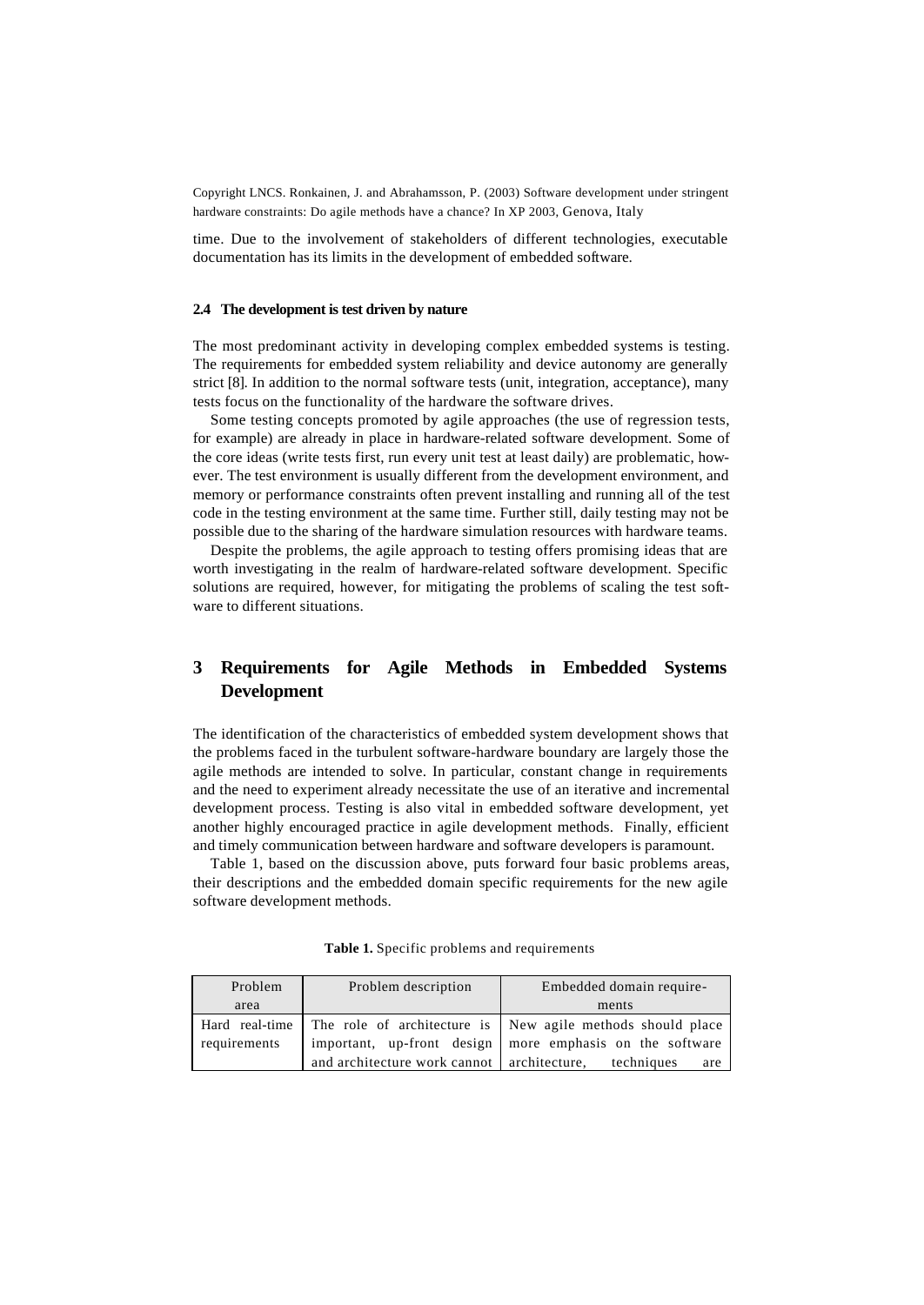time. Due to the involvement of stakeholders of different technologies, executable documentation has its limits in the development of embedded software.

### 2.4 The development is test driven by nature

The most predominant activity in developing complex embedded systems is testing. The requirements for embedded system reliability and device autonomy are generally strict [8]. In addition to the normal software tests (unit, integration, acceptance), many tests focus on the functionality of the hardware the software drives.

Some testing concepts promoted by agile approaches (the use of regression tests, for example) are already in place in hardware-related software development. Some of the core ideas (write tests first, run every unit test at least daily) are problematic, however. The test environment is usually different from the development environment, and memory or performance constraints often prevent installing and running all of the test code in the testing environment at the same time. Further still, daily testing may not be possible due to the sharing of the hardware simulation resources with hardware teams.

Despite the problems, the agile approach to testing offers promising ideas that are worth investigating in the realm of hardware-related software development. Specific solutions are required, however, for mitigating the problems of scaling the test software to different situations.

## 3 Requirements for Agile Methods in Embedded Systems Development

The identification of the characteristics of embedded system development shows that the problems faced in the turbulent software-hardware boundary are largely those the agile methods are intended to solve. In particular, constant change in requirements and the need to experiment already necessitate the use of an iterative and incremental development process. Testing is also vital in embedded software development, yet another highly encouraged practice in agile development methods. Finally, efficient and timely communication between hardware and software developers is paramount.

Table 1, based on the discussion above, puts forward four basic problems areas, their descriptions and the embedded domain specific requirements for the new agile software development methods.

**Table 1.** Specific problems and requirements

| Problem area | Problem description | Embedded domain requirements |
|---|---|---|
| Hard real-time requirements | The role of architecture is important, up-front design and architecture work cannot | New agile methods should place more emphasis on the software architecture, techniques are |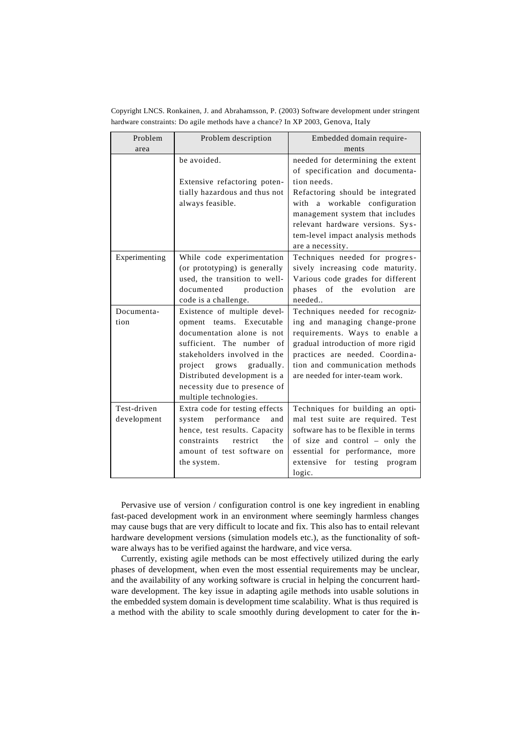Copyright LNCS. Ronkainen, J. and Abrahamsson, P. (2003) Software development under stringent hardware constraints: Do agile methods have a chance? In XP 2003, Genova, Italy

| Problem area | Problem description | Embedded domain requirements |
|---|---|---|
| | be avoided.<br><br>Extensive refactoring potentially hazardous and thus not always feasible. | needed for determining the extent of specification and documentation needs.<br>Refactoring should be integrated with a workable configuration management system that includes relevant hardware versions. System-level impact analysis methods are a necessity. |
| Experimenting | While code experimentation (or prototyping) is generally used, the transition to well-documented production code is a challenge. | Techniques needed for progressively increasing code maturity. Various code grades for different phases of the evolution are needed.. |
| Documentation | Existence of multiple development teams. Executable documentation alone is not sufficient. The number of stakeholders involved in the project grows gradually. Distributed development is a necessity due to presence of multiple technologies. | Techniques needed for recognizing and managing change-prone requirements. Ways to enable a gradual introduction of more rigid practices are needed. Coordination and communication methods are needed for inter-team work. |
| Test-driven development | Extra code for testing effects system performance and hence, test results. Capacity constraints restrict the amount of test software on the system. | Techniques for building an optimal test suite are required. Test software has to be flexible in terms of size and control – only the essential for performance, more extensive for testing program logic. |

Pervasive use of version / configuration control is one key ingredient in enabling fast-paced development work in an environment where seemingly harmless changes may cause bugs that are very difficult to locate and fix. This also has to entail relevant hardware development versions (simulation models etc.), as the functionality of software always has to be verified against the hardware, and vice versa.

Currently, existing agile methods can be most effectively utilized during the early phases of development, when even the most essential requirements may be unclear, and the availability of any working software is crucial in helping the concurrent hardware development. The key issue in adapting agile methods into usable solutions in the embedded system domain is development time scalability. What is thus required is a method with the ability to scale smoothly during development to cater for the in-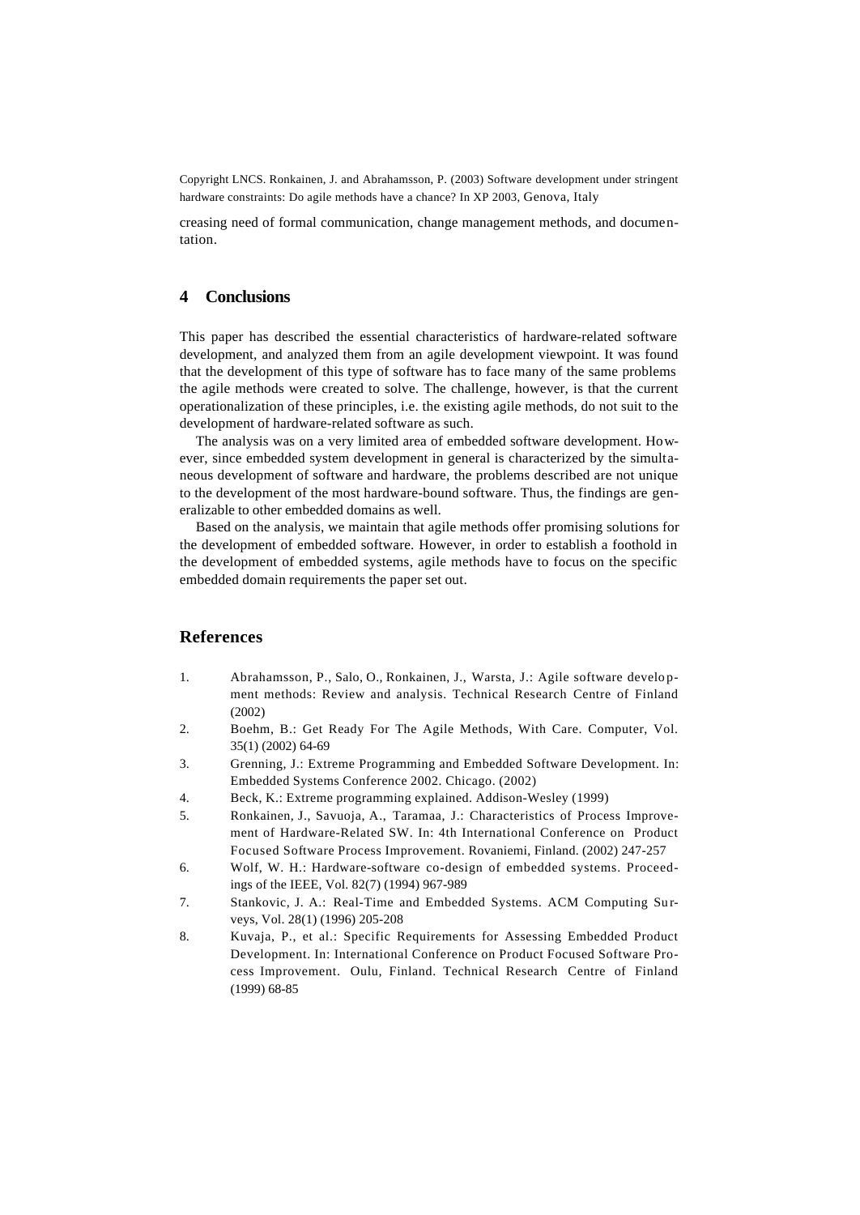creasing need of formal communication, change management methods, and documentation.

## 4 Conclusions

This paper has described the essential characteristics of hardware-related software development, and analyzed them from an agile development viewpoint. It was found that the development of this type of software has to face many of the same problems the agile methods were created to solve. The challenge, however, is that the current operationalization of these principles, i.e. the existing agile methods, do not suit to the development of hardware-related software as such.

The analysis was on a very limited area of embedded software development. However, since embedded system development in general is characterized by the simultaneous development of software and hardware, the problems described are not unique to the development of the most hardware-bound software. Thus, the findings are generalizable to other embedded domains as well.

Based on the analysis, we maintain that agile methods offer promising solutions for the development of embedded software. However, in order to establish a foothold in the development of embedded systems, agile methods have to focus on the specific embedded domain requirements the paper set out.

## References

1. Abrahamsson, P., Salo, O., Ronkainen, J., Warsta, J.: Agile software development methods: Review and analysis. Technical Research Centre of Finland (2002)
2. Boehm, B.: Get Ready For The Agile Methods, With Care. Computer, Vol. 35(1) (2002) 64-69
3. Grenning, J.: Extreme Programming and Embedded Software Development. In: Embedded Systems Conference 2002. Chicago. (2002)
4. Beck, K.: Extreme programming explained. Addison-Wesley (1999)
5. Ronkainen, J., Savuoja, A., Taramaa, J.: Characteristics of Process Improvement of Hardware-Related SW. In: 4th International Conference on Product Focused Software Process Improvement. Rovaniemi, Finland. (2002) 247-257
6. Wolf, W. H.: Hardware-software co-design of embedded systems. Proceedings of the IEEE, Vol. 82(7) (1994) 967-989
7. Stankovic, J. A.: Real-Time and Embedded Systems. ACM Computing Surveys, Vol. 28(1) (1996) 205-208
8. Kuvaja, P., et al.: Specific Requirements for Assessing Embedded Product Development. In: International Conference on Product Focused Software Process Improvement. Oulu, Finland. Technical Research Centre of Finland (1999) 68-85